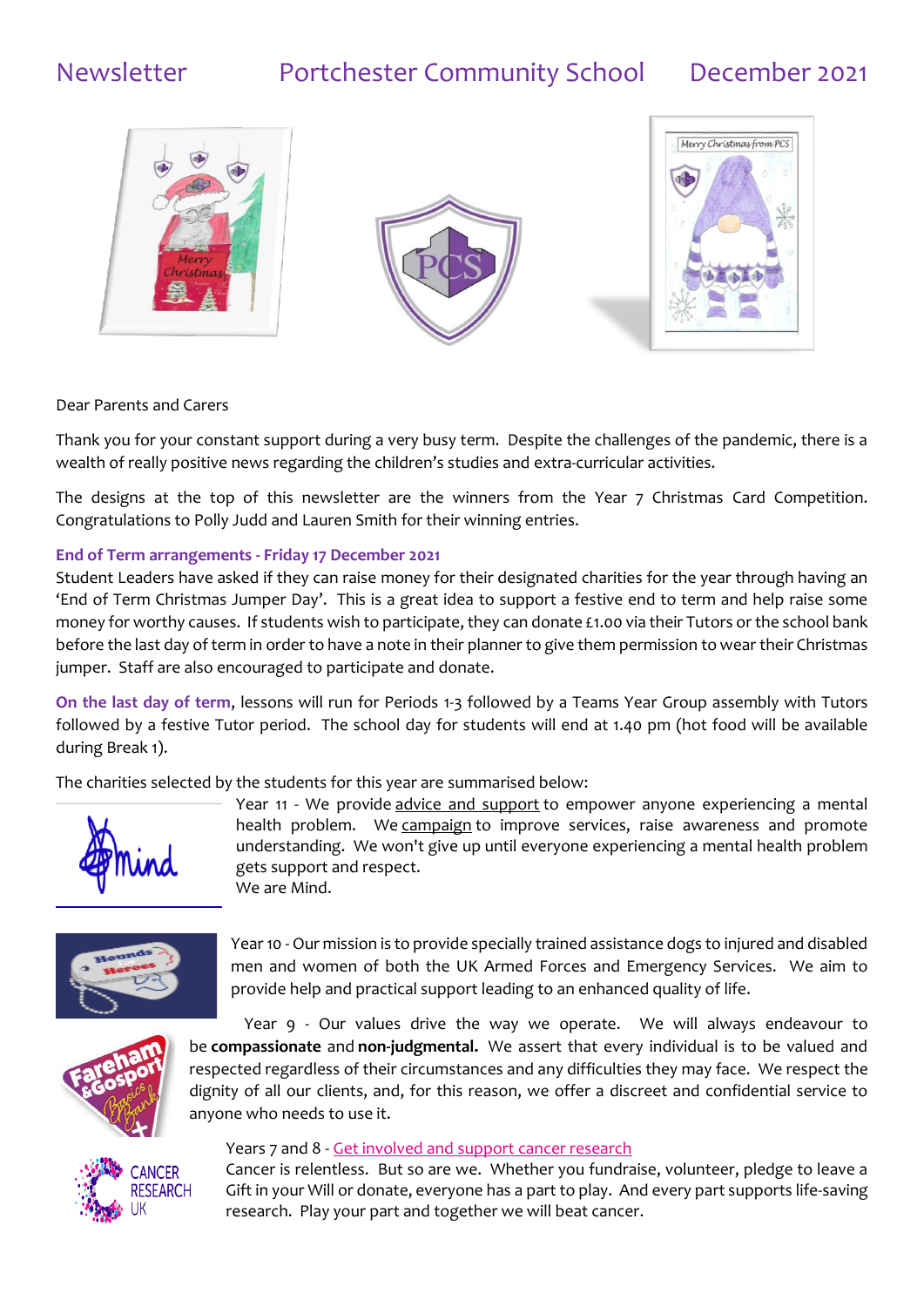# Newsletter Portchester Community School December 2021

Dear Parents and Carers

Thank you for your constant support during a very busy term. Despite the challenges of the pandemic, there is a wealth of really positive news regarding the children's studies and extra-curricular activities.

The designs at the top of this newsletter are the winners from the Year 7 Christmas Card Competition. Congratulations to Polly Judd and Lauren Smith for their winning entries.

**End of Term arrangements - Friday 17 December 2021**

Student Leaders have asked if they can raise money for their designated charities for the year through having an 'End of Term Christmas Jumper Day'. This is a great idea to support a festive end to term and help raise some money for worthy causes. If students wish to participate, they can donate £1.00 via their Tutors or the school bank before the last day of term in order to have a note in their planner to give them permission to wear their Christmas jumper. Staff are also encouraged to participate and donate.

**On the last day of term**, lessons will run for Periods 1-3 followed by a Teams Year Group assembly with Tutors followed by a festive Tutor period. The school day for students will end at 1.40 pm (hot food will be available during Break 1).

The charities selected by the students for this year are summarised below:

Year 11 - We provide advice and support to empower anyone experiencing a mental health problem. We campaign to improve services, raise awareness and promote understanding. We won't give up until everyone experiencing a mental health problem gets support and respect.
We are Mind.

Year 10 - Our mission is to provide specially trained assistance dogs to injured and disabled men and women of both the UK Armed Forces and Emergency Services. We aim to provide help and practical support leading to an enhanced quality of life.

Year 9 - Our values drive the way we operate. We will always endeavour to be **compassionate** and **non-judgmental.** We assert that every individual is to be valued and respected regardless of their circumstances and any difficulties they may face. We respect the dignity of all our clients, and, for this reason, we offer a discreet and confidential service to anyone who needs to use it.

Years 7 and 8 - Get involved and support cancer research
Cancer is relentless. But so are we. Whether you fundraise, volunteer, pledge to leave a Gift in your Will or donate, everyone has a part to play. And every part supports life-saving research. Play your part and together we will beat cancer.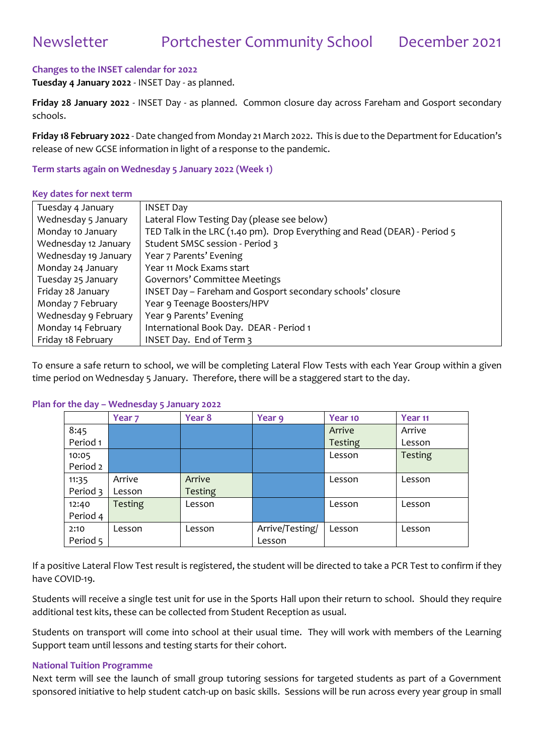# Newsletter Portchester Community School December 2021

### Changes to the INSET calendar for 2022

**Tuesday 4 January 2022** - INSET Day - as planned.

**Friday 28 January 2022** - INSET Day - as planned. Common closure day across Fareham and Gosport secondary schools.

**Friday 18 February 2022** - Date changed from Monday 21 March 2022. This is due to the Department for Education's release of new GCSE information in light of a response to the pandemic.

### Term starts again on Wednesday 5 January 2022 (Week 1)

### Key dates for next term

| | |
|---|---|
| Tuesday 4 January | INSET Day |
| Wednesday 5 January | Lateral Flow Testing Day (please see below) |
| Monday 10 January | TED Talk in the LRC (1.40 pm). Drop Everything and Read (DEAR) - Period 5 |
| Wednesday 12 January | Student SMSC session - Period 3 |
| Wednesday 19 January | Year 7 Parents' Evening |
| Monday 24 January | Year 11 Mock Exams start |
| Tuesday 25 January | Governors' Committee Meetings |
| Friday 28 January | INSET Day – Fareham and Gosport secondary schools' closure |
| Monday 7 February | Year 9 Teenage Boosters/HPV |
| Wednesday 9 February | Year 9 Parents' Evening |
| Monday 14 February | International Book Day. DEAR - Period 1 |
| Friday 18 February | INSET Day. End of Term 3 |

To ensure a safe return to school, we will be completing Lateral Flow Tests with each Year Group within a given time period on Wednesday 5 January. Therefore, there will be a staggered start to the day.

### Plan for the day – Wednesday 5 January 2022

| | Year 7 | Year 8 | Year 9 | Year 10 | Year 11 |
|---|---|---|---|---|---|
| 8:45 Period 1 | | | | Arrive Testing | Arrive Lesson |
| 10:05 Period 2 | | | | Lesson | Testing |
| 11:35 Period 3 | Arrive Lesson | Arrive Testing | | Lesson | Lesson |
| 12:40 Period 4 | Testing | Lesson | | Lesson | Lesson |
| 2:10 Period 5 | Lesson | Lesson | Arrive/Testing/ Lesson | Lesson | Lesson |

If a positive Lateral Flow Test result is registered, the student will be directed to take a PCR Test to confirm if they have COVID-19.

Students will receive a single test unit for use in the Sports Hall upon their return to school. Should they require additional test kits, these can be collected from Student Reception as usual.

Students on transport will come into school at their usual time. They will work with members of the Learning Support team until lessons and testing starts for their cohort.

### National Tuition Programme

Next term will see the launch of small group tutoring sessions for targeted students as part of a Government sponsored initiative to help student catch-up on basic skills. Sessions will be run across every year group in small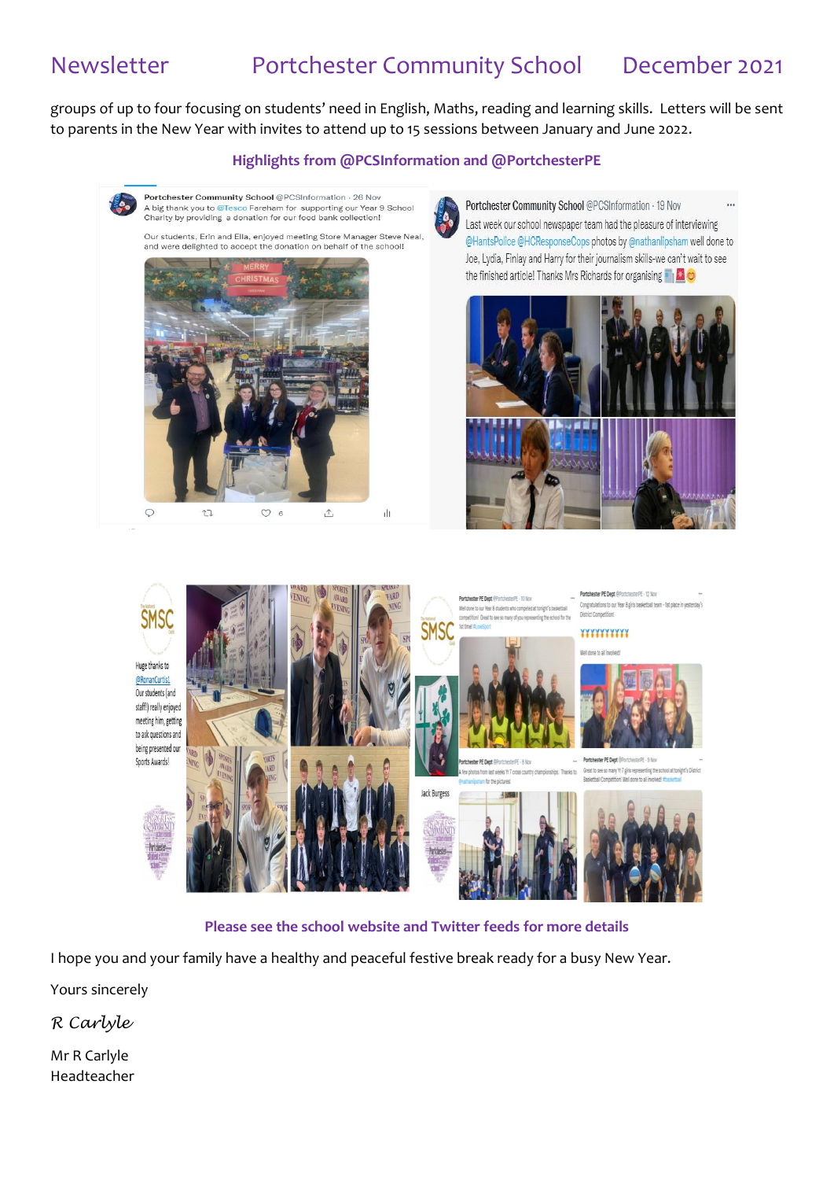groups of up to four focusing on students' need in English, Maths, reading and learning skills. Letters will be sent to parents in the New Year with invites to attend up to 15 sessions between January and June 2022.

**Highlights from @PCSInformation and @PortchesterPE**

**Please see the school website and Twitter feeds for more details**

I hope you and your family have a healthy and peaceful festive break ready for a busy New Year.

Yours sincerely

*R Carlyle*

Mr R Carlyle
Headteacher